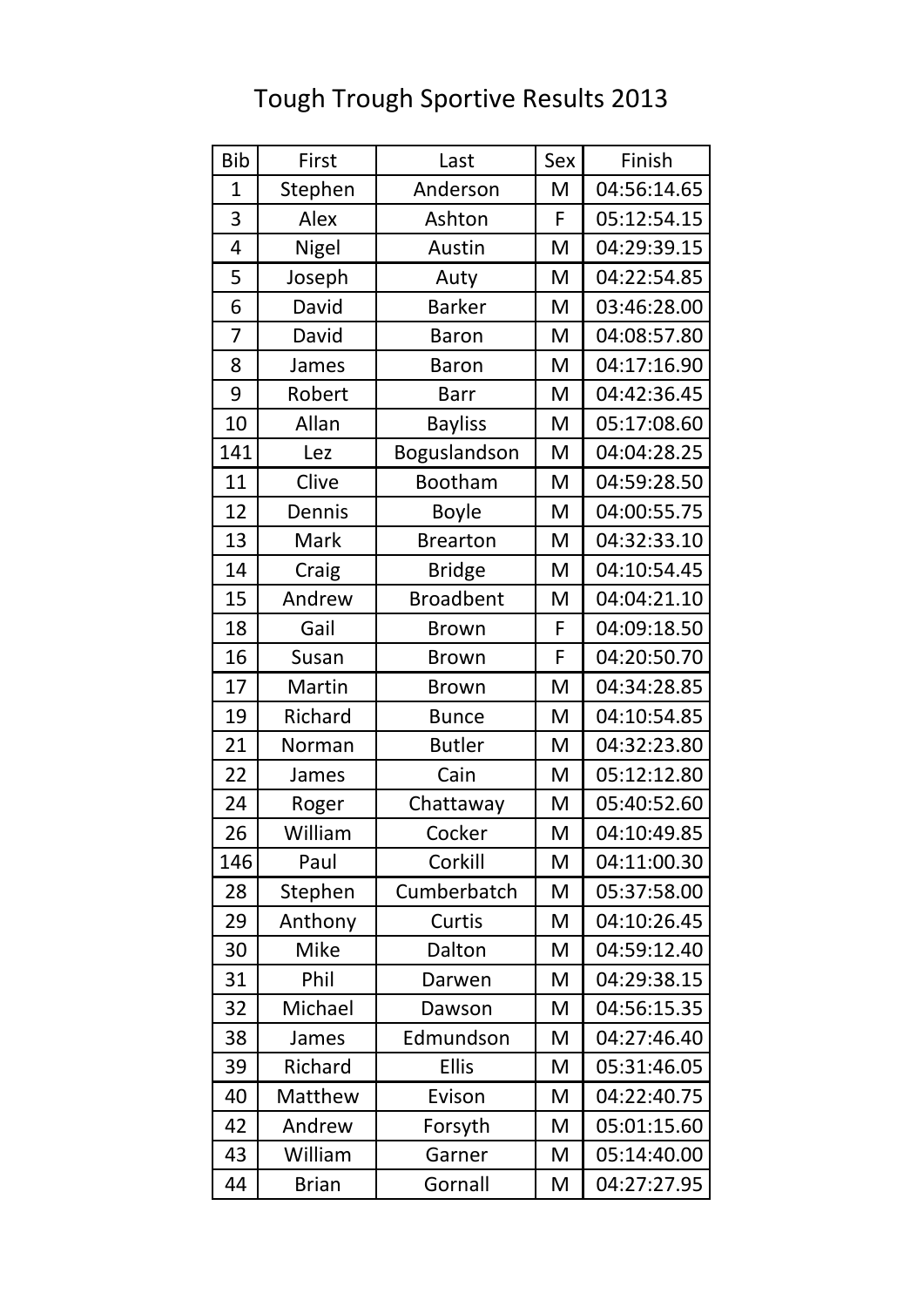# Tough Trough Sportive Results 2013

| Bib | First | Last | Sex | Finish |
|---|---|---|---|---|
| 1 | Stephen | Anderson | M | 04:56:14.65 |
| 3 | Alex | Ashton | F | 05:12:54.15 |
| 4 | Nigel | Austin | M | 04:29:39.15 |
| 5 | Joseph | Auty | M | 04:22:54.85 |
| 6 | David | Barker | M | 03:46:28.00 |
| 7 | David | Baron | M | 04:08:57.80 |
| 8 | James | Baron | M | 04:17:16.90 |
| 9 | Robert | Barr | M | 04:42:36.45 |
| 10 | Allan | Bayliss | M | 05:17:08.60 |
| 141 | Lez | Boguslandson | M | 04:04:28.25 |
| 11 | Clive | Bootham | M | 04:59:28.50 |
| 12 | Dennis | Boyle | M | 04:00:55.75 |
| 13 | Mark | Brearton | M | 04:32:33.10 |
| 14 | Craig | Bridge | M | 04:10:54.45 |
| 15 | Andrew | Broadbent | M | 04:04:21.10 |
| 18 | Gail | Brown | F | 04:09:18.50 |
| 16 | Susan | Brown | F | 04:20:50.70 |
| 17 | Martin | Brown | M | 04:34:28.85 |
| 19 | Richard | Bunce | M | 04:10:54.85 |
| 21 | Norman | Butler | M | 04:32:23.80 |
| 22 | James | Cain | M | 05:12:12.80 |
| 24 | Roger | Chattaway | M | 05:40:52.60 |
| 26 | William | Cocker | M | 04:10:49.85 |
| 146 | Paul | Corkill | M | 04:11:00.30 |
| 28 | Stephen | Cumberbatch | M | 05:37:58.00 |
| 29 | Anthony | Curtis | M | 04:10:26.45 |
| 30 | Mike | Dalton | M | 04:59:12.40 |
| 31 | Phil | Darwen | M | 04:29:38.15 |
| 32 | Michael | Dawson | M | 04:56:15.35 |
| 38 | James | Edmundson | M | 04:27:46.40 |
| 39 | Richard | Ellis | M | 05:31:46.05 |
| 40 | Matthew | Evison | M | 04:22:40.75 |
| 42 | Andrew | Forsyth | M | 05:01:15.60 |
| 43 | William | Garner | M | 05:14:40.00 |
| 44 | Brian | Gornall | M | 04:27:27.95 |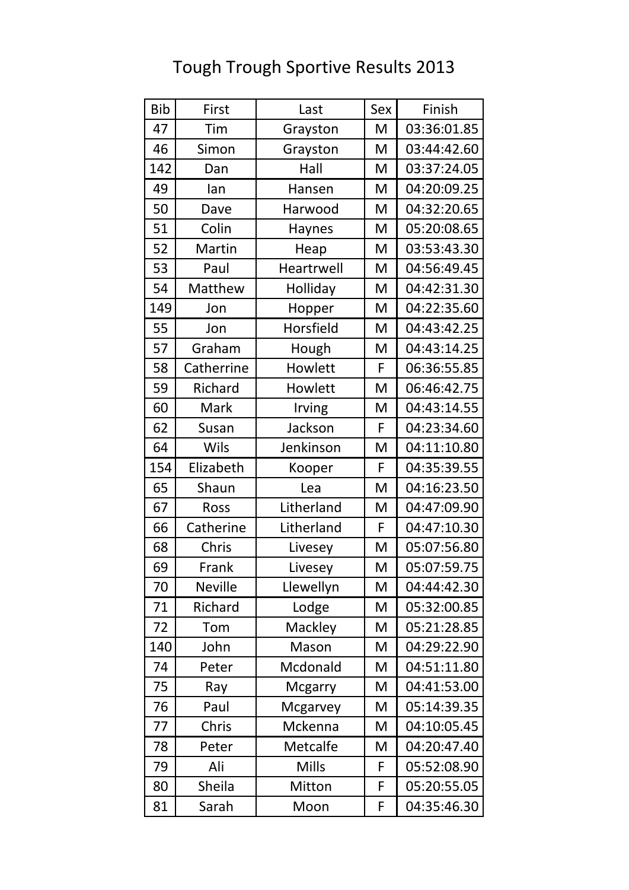# Tough Trough Sportive Results 2013

| Bib | First | Last | Sex | Finish |
|---|---|---|---|---|
| 47 | Tim | Grayston | M | 03:36:01.85 |
| 46 | Simon | Grayston | M | 03:44:42.60 |
| 142 | Dan | Hall | M | 03:37:24.05 |
| 49 | Ian | Hansen | M | 04:20:09.25 |
| 50 | Dave | Harwood | M | 04:32:20.65 |
| 51 | Colin | Haynes | M | 05:20:08.65 |
| 52 | Martin | Heap | M | 03:53:43.30 |
| 53 | Paul | Heartrwell | M | 04:56:49.45 |
| 54 | Matthew | Holliday | M | 04:42:31.30 |
| 149 | Jon | Hopper | M | 04:22:35.60 |
| 55 | Jon | Horsfield | M | 04:43:42.25 |
| 57 | Graham | Hough | M | 04:43:14.25 |
| 58 | Catherrine | Howlett | F | 06:36:55.85 |
| 59 | Richard | Howlett | M | 06:46:42.75 |
| 60 | Mark | Irving | M | 04:43:14.55 |
| 62 | Susan | Jackson | F | 04:23:34.60 |
| 64 | Wils | Jenkinson | M | 04:11:10.80 |
| 154 | Elizabeth | Kooper | F | 04:35:39.55 |
| 65 | Shaun | Lea | M | 04:16:23.50 |
| 67 | Ross | Litherland | M | 04:47:09.90 |
| 66 | Catherine | Litherland | F | 04:47:10.30 |
| 68 | Chris | Livesey | M | 05:07:56.80 |
| 69 | Frank | Livesey | M | 05:07:59.75 |
| 70 | Neville | Llewellyn | M | 04:44:42.30 |
| 71 | Richard | Lodge | M | 05:32:00.85 |
| 72 | Tom | Mackley | M | 05:21:28.85 |
| 140 | John | Mason | M | 04:29:22.90 |
| 74 | Peter | Mcdonald | M | 04:51:11.80 |
| 75 | Ray | Mcgarry | M | 04:41:53.00 |
| 76 | Paul | Mcgarvey | M | 05:14:39.35 |
| 77 | Chris | Mckenna | M | 04:10:05.45 |
| 78 | Peter | Metcalfe | M | 04:20:47.40 |
| 79 | Ali | Mills | F | 05:52:08.90 |
| 80 | Sheila | Mitton | F | 05:20:55.05 |
| 81 | Sarah | Moon | F | 04:35:46.30 |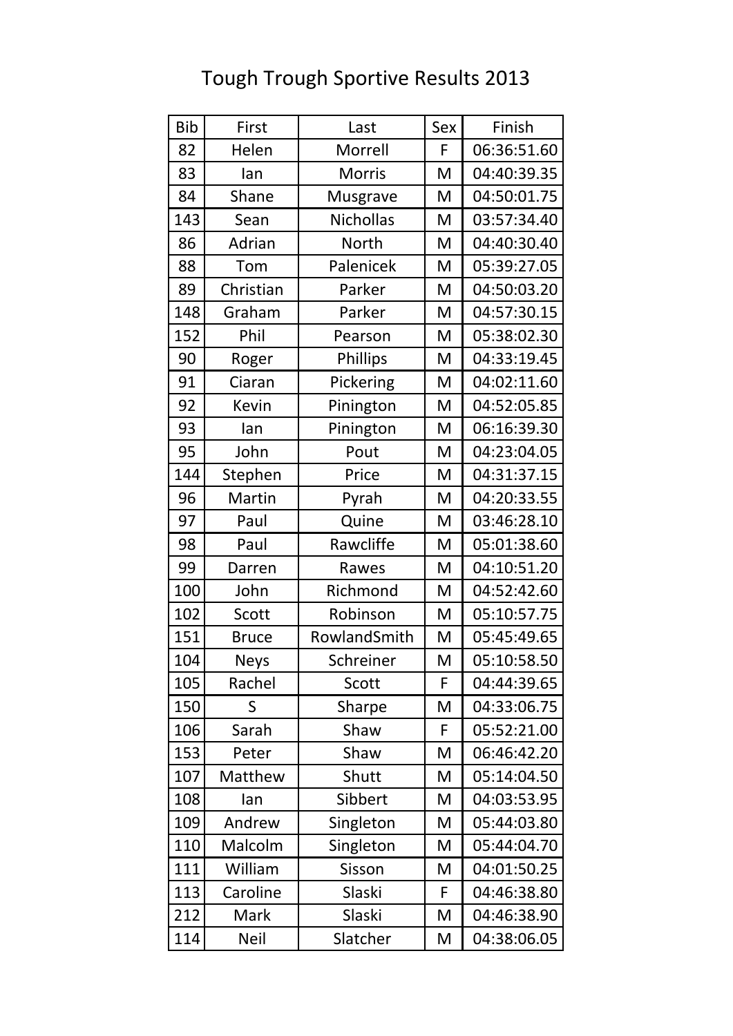# Tough Trough Sportive Results 2013

| Bib | First | Last | Sex | Finish |
|---|---|---|---|---|
| 82 | Helen | Morrell | F | 06:36:51.60 |
| 83 | Ian | Morris | M | 04:40:39.35 |
| 84 | Shane | Musgrave | M | 04:50:01.75 |
| 143 | Sean | Nichollas | M | 03:57:34.40 |
| 86 | Adrian | North | M | 04:40:30.40 |
| 88 | Tom | Palenicek | M | 05:39:27.05 |
| 89 | Christian | Parker | M | 04:50:03.20 |
| 148 | Graham | Parker | M | 04:57:30.15 |
| 152 | Phil | Pearson | M | 05:38:02.30 |
| 90 | Roger | Phillips | M | 04:33:19.45 |
| 91 | Ciaran | Pickering | M | 04:02:11.60 |
| 92 | Kevin | Pinington | M | 04:52:05.85 |
| 93 | Ian | Pinington | M | 06:16:39.30 |
| 95 | John | Pout | M | 04:23:04.05 |
| 144 | Stephen | Price | M | 04:31:37.15 |
| 96 | Martin | Pyrah | M | 04:20:33.55 |
| 97 | Paul | Quine | M | 03:46:28.10 |
| 98 | Paul | Rawcliffe | M | 05:01:38.60 |
| 99 | Darren | Rawes | M | 04:10:51.20 |
| 100 | John | Richmond | M | 04:52:42.60 |
| 102 | Scott | Robinson | M | 05:10:57.75 |
| 151 | Bruce | RowlandSmith | M | 05:45:49.65 |
| 104 | Neys | Schreiner | M | 05:10:58.50 |
| 105 | Rachel | Scott | F | 04:44:39.65 |
| 150 | S | Sharpe | M | 04:33:06.75 |
| 106 | Sarah | Shaw | F | 05:52:21.00 |
| 153 | Peter | Shaw | M | 06:46:42.20 |
| 107 | Matthew | Shutt | M | 05:14:04.50 |
| 108 | Ian | Sibbert | M | 04:03:53.95 |
| 109 | Andrew | Singleton | M | 05:44:03.80 |
| 110 | Malcolm | Singleton | M | 05:44:04.70 |
| 111 | William | Sisson | M | 04:01:50.25 |
| 113 | Caroline | Slaski | F | 04:46:38.80 |
| 212 | Mark | Slaski | M | 04:46:38.90 |
| 114 | Neil | Slatcher | M | 04:38:06.05 |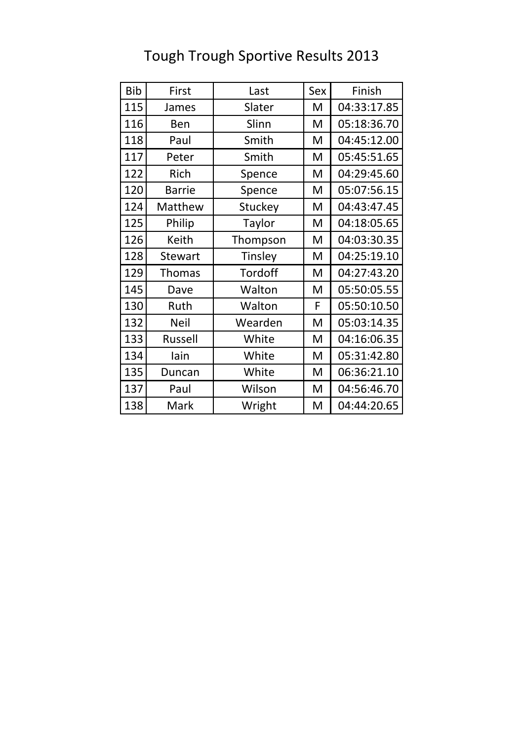# Tough Trough Sportive Results 2013

| Bib | First | Last | Sex | Finish |
|---|---|---|---|---|
| 115 | James | Slater | M | 04:33:17.85 |
| 116 | Ben | Slinn | M | 05:18:36.70 |
| 118 | Paul | Smith | M | 04:45:12.00 |
| 117 | Peter | Smith | M | 05:45:51.65 |
| 122 | Rich | Spence | M | 04:29:45.60 |
| 120 | Barrie | Spence | M | 05:07:56.15 |
| 124 | Matthew | Stuckey | M | 04:43:47.45 |
| 125 | Philip | Taylor | M | 04:18:05.65 |
| 126 | Keith | Thompson | M | 04:03:30.35 |
| 128 | Stewart | Tinsley | M | 04:25:19.10 |
| 129 | Thomas | Tordoff | M | 04:27:43.20 |
| 145 | Dave | Walton | M | 05:50:05.55 |
| 130 | Ruth | Walton | F | 05:50:10.50 |
| 132 | Neil | Wearden | M | 05:03:14.35 |
| 133 | Russell | White | M | 04:16:06.35 |
| 134 | Iain | White | M | 05:31:42.80 |
| 135 | Duncan | White | M | 06:36:21.10 |
| 137 | Paul | Wilson | M | 04:56:46.70 |
| 138 | Mark | Wright | M | 04:44:20.65 |